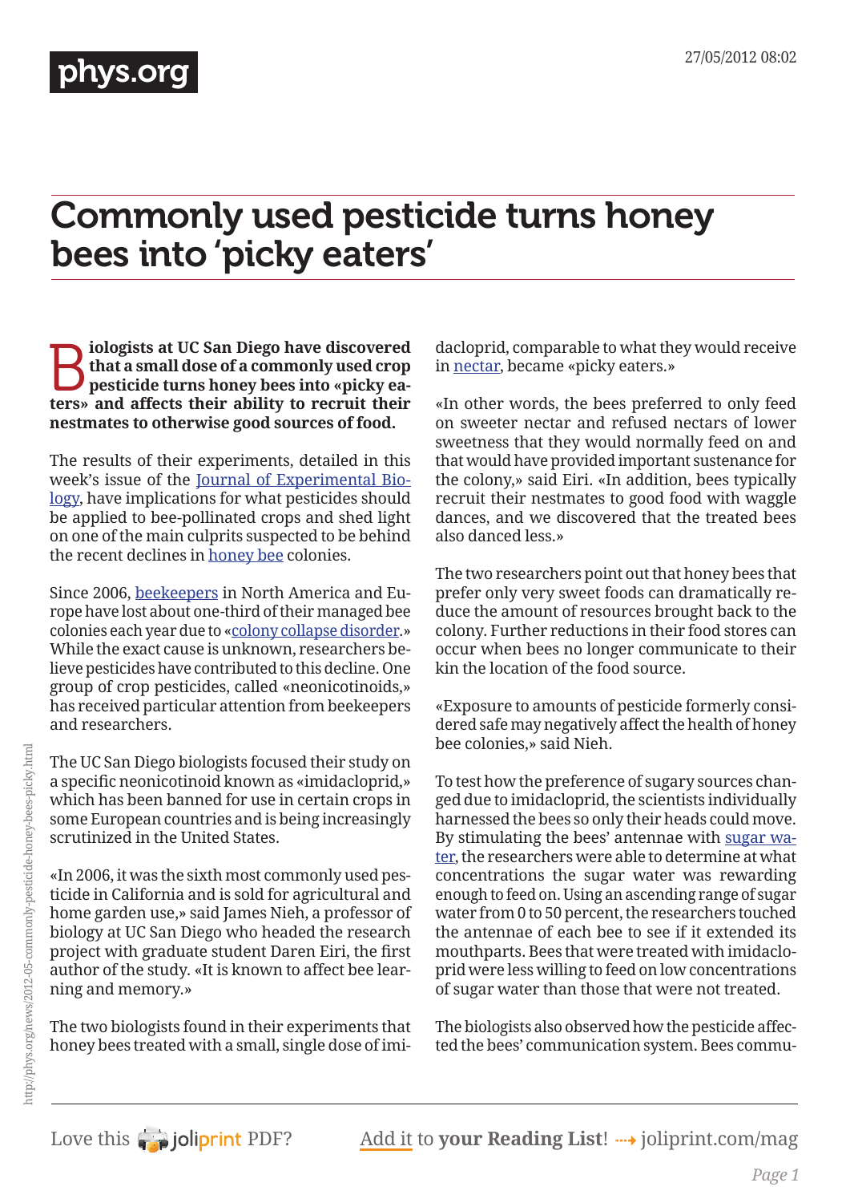# Commonly used pesticide turns honey bees into 'picky eaters'

**Biologists at UC San Diego have discovered that a small dose of a commonly used crop pesticide turns honey bees into «picky eaters» and affects their ability to recruit their nestmates to otherwise good sources of food.**

The results of their experiments, detailed in this week's issue of the Journal of Experimental Biology, have implications for what pesticides should be applied to bee-pollinated crops and shed light on one of the main culprits suspected to be behind the recent declines in honey bee colonies.

Since 2006, beekeepers in North America and Europe have lost about one-third of their managed bee colonies each year due to «colony collapse disorder.» While the exact cause is unknown, researchers believe pesticides have contributed to this decline. One group of crop pesticides, called «neonicotinoids,» has received particular attention from beekeepers and researchers.

The UC San Diego biologists focused their study on a specific neonicotinoid known as «imidacloprid,» which has been banned for use in certain crops in some European countries and is being increasingly scrutinized in the United States.

«In 2006, it was the sixth most commonly used pesticide in California and is sold for agricultural and home garden use,» said James Nieh, a professor of biology at UC San Diego who headed the research project with graduate student Daren Eiri, the first author of the study. «It is known to affect bee learning and memory.»

The two biologists found in their experiments that honey bees treated with a small, single dose of imidacloprid, comparable to what they would receive in nectar, became «picky eaters.»

«In other words, the bees preferred to only feed on sweeter nectar and refused nectars of lower sweetness that they would normally feed on and that would have provided important sustenance for the colony,» said Eiri. «In addition, bees typically recruit their nestmates to good food with waggle dances, and we discovered that the treated bees also danced less.»

The two researchers point out that honey bees that prefer only very sweet foods can dramatically reduce the amount of resources brought back to the colony. Further reductions in their food stores can occur when bees no longer communicate to their kin the location of the food source.

«Exposure to amounts of pesticide formerly considered safe may negatively affect the health of honey bee colonies,» said Nieh.

To test how the preference of sugary sources changed due to imidacloprid, the scientists individually harnessed the bees so only their heads could move. By stimulating the bees' antennae with sugar water, the researchers were able to determine at what concentrations the sugar water was rewarding enough to feed on. Using an ascending range of sugar water from 0 to 50 percent, the researchers touched the antennae of each bee to see if it extended its mouthparts. Bees that were treated with imidacloprid were less willing to feed on low concentrations of sugar water than those that were not treated.

The biologists also observed how the pesticide affected the bees' communication system. Bees commu-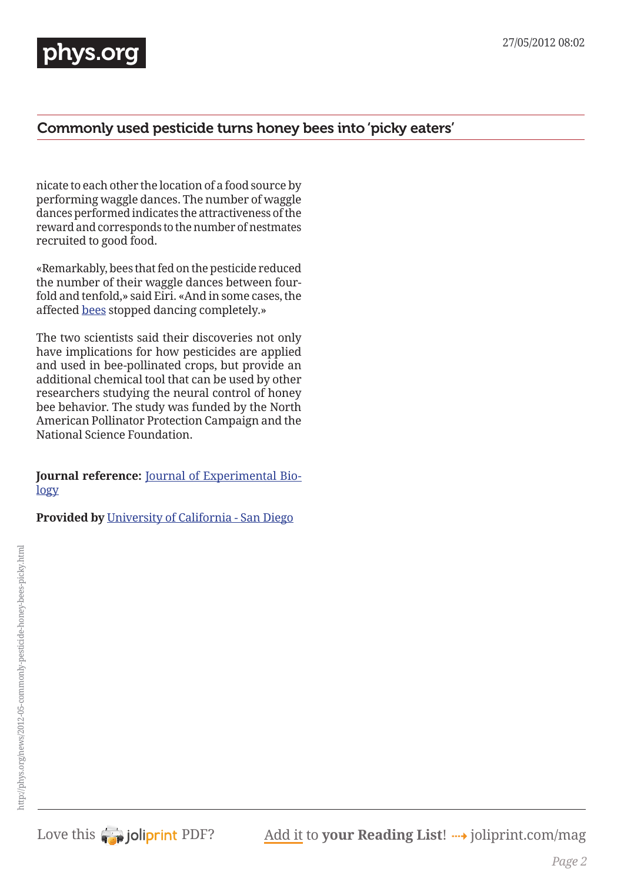nicate to each other the location of a food source by performing waggle dances. The number of waggle dances performed indicates the attractiveness of the reward and corresponds to the number of nestmates recruited to good food.

«Remarkably, bees that fed on the pesticide reduced the number of their waggle dances between four-fold and tenfold,» said Eiri. «And in some cases, the affected bees stopped dancing completely.»

The two scientists said their discoveries not only have implications for how pesticides are applied and used in bee-pollinated crops, but provide an additional chemical tool that can be used by other researchers studying the neural control of honey bee behavior. The study was funded by the North American Pollinator Protection Campaign and the National Science Foundation.

**Journal reference:** Journal of Experimental Biology

**Provided by** University of California - San Diego